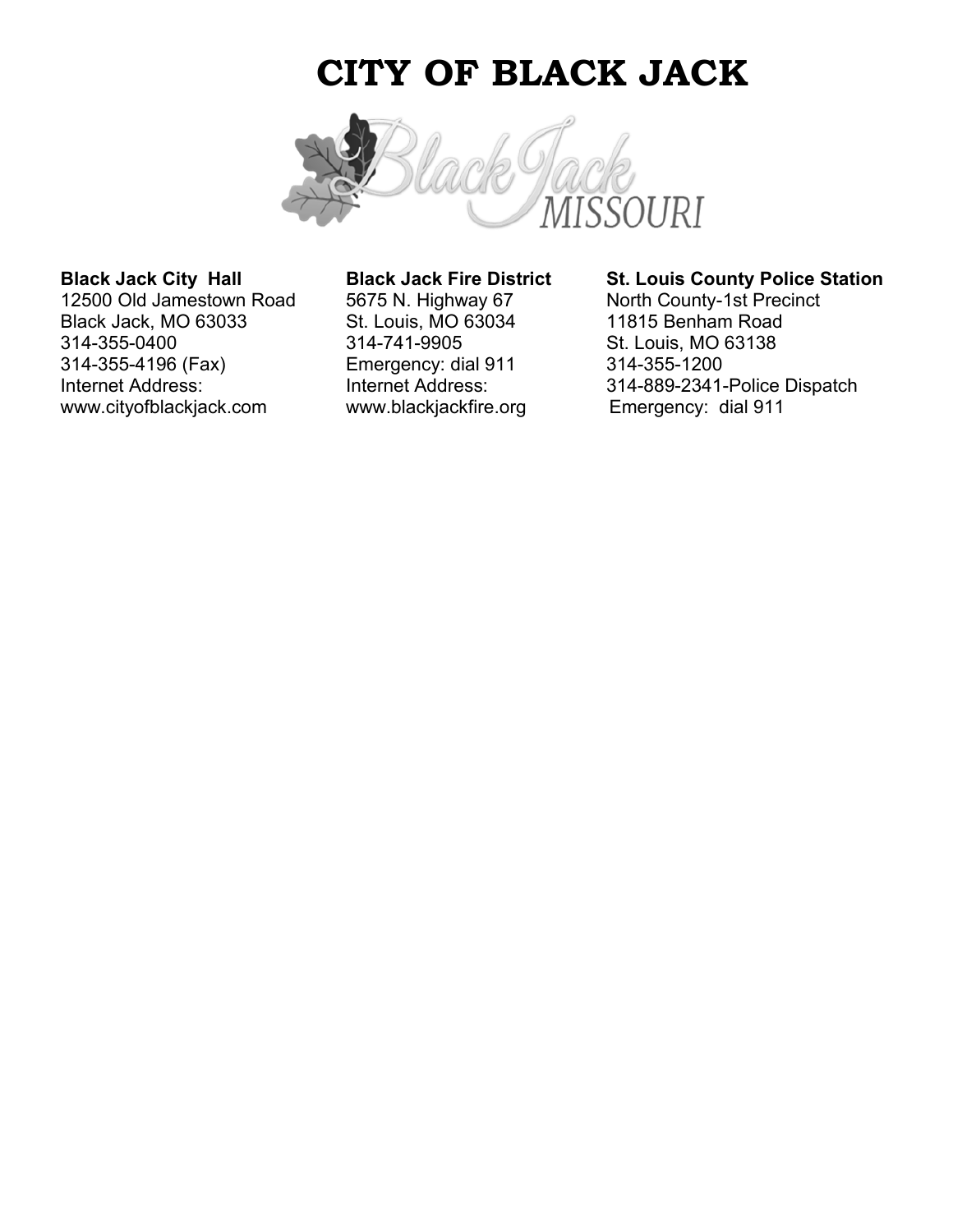# CITY OF BLACK JACK

**Black Jack City Hall**
12500 Old Jamestown Road
Black Jack, MO 63033
314-355-0400
314-355-4196 (Fax)
Internet Address:
www.cityofblackjack.com

**Black Jack Fire District**
5675 N. Highway 67
St. Louis, MO 63034
314-741-9905
Emergency: dial 911
Internet Address:
www.blackjackfire.org

**St. Louis County Police Station**
North County-1st Precinct
11815 Benham Road
St. Louis, MO 63138
314-355-1200
314-889-2341-Police Dispatch
Emergency: dial 911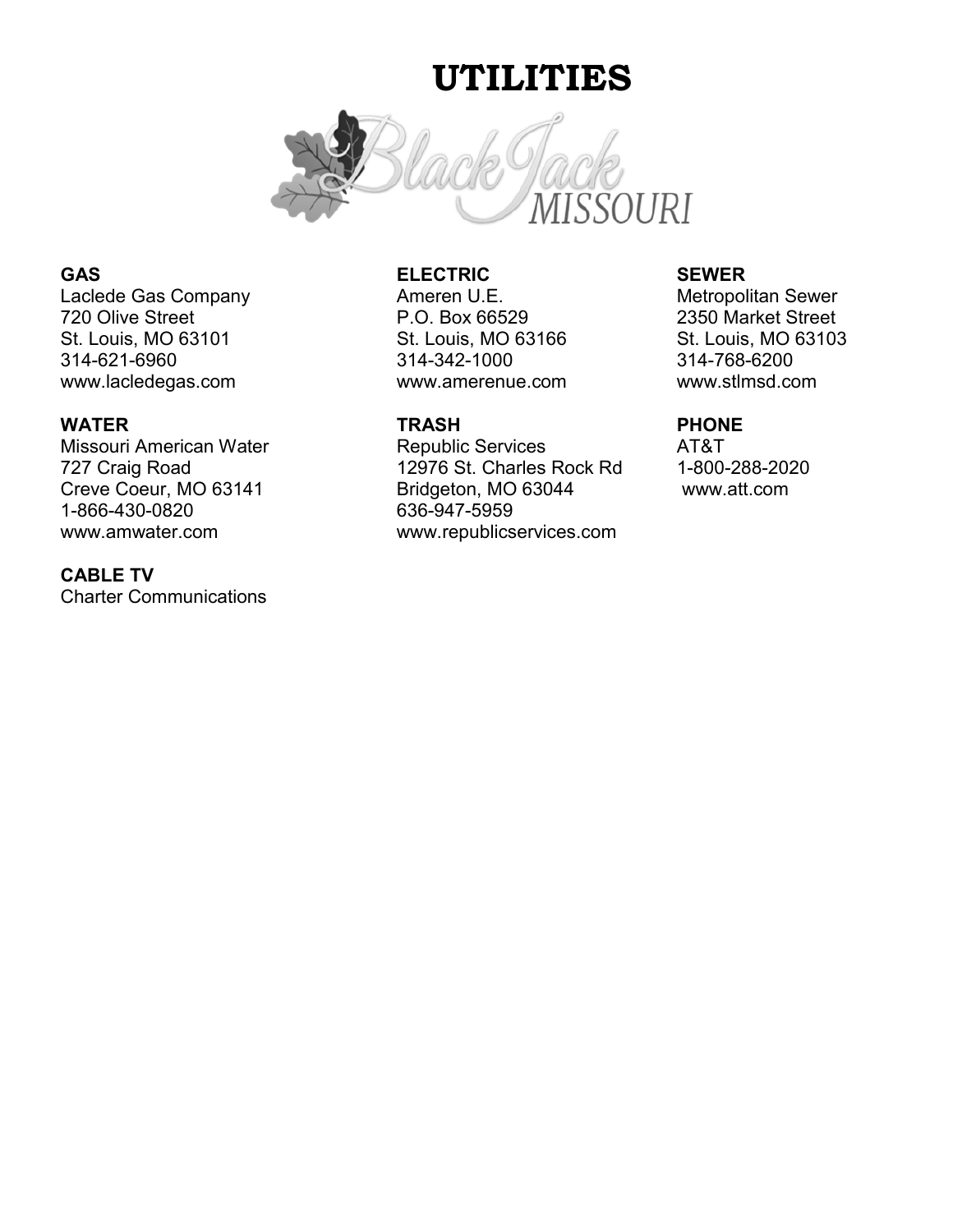# UTILITIES

Black Jack MISSOURI

**GAS**
Laclede Gas Company
720 Olive Street
St. Louis, MO 63101
314-621-6960
www.lacledegas.com

**ELECTRIC**
Ameren U.E.
P.O. Box 66529
St. Louis, MO 63166
314-342-1000
www.amerenue.com

**SEWER**
Metropolitan Sewer
2350 Market Street
St. Louis, MO 63103
314-768-6200
www.stlmsd.com

**WATER**
Missouri American Water
727 Craig Road
Creve Coeur, MO 63141
1-866-430-0820
www.amwater.com

**TRASH**
Republic Services
12976 St. Charles Rock Rd
Bridgeton, MO 63044
636-947-5959
www.republicservices.com

**PHONE**
AT&T
1-800-288-2020
www.att.com

**CABLE TV**
Charter Communications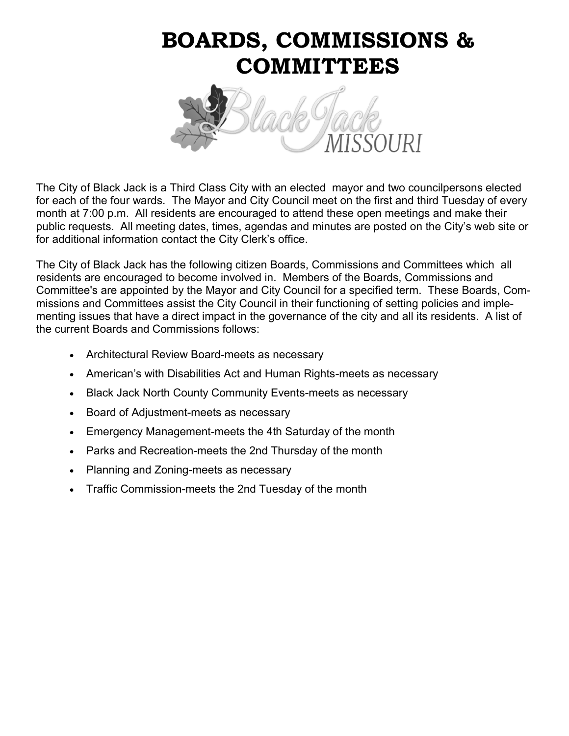# BOARDS, COMMISSIONS & COMMITTEES

The City of Black Jack is a Third Class City with an elected mayor and two councilpersons elected for each of the four wards. The Mayor and City Council meet on the first and third Tuesday of every month at 7:00 p.m. All residents are encouraged to attend these open meetings and make their public requests. All meeting dates, times, agendas and minutes are posted on the City's web site or for additional information contact the City Clerk's office.

The City of Black Jack has the following citizen Boards, Commissions and Committees which all residents are encouraged to become involved in. Members of the Boards, Commissions and Committee's are appointed by the Mayor and City Council for a specified term. These Boards, Commissions and Committees assist the City Council in their functioning of setting policies and implementing issues that have a direct impact in the governance of the city and all its residents. A list of the current Boards and Commissions follows:

- Architectural Review Board-meets as necessary
- American's with Disabilities Act and Human Rights-meets as necessary
- Black Jack North County Community Events-meets as necessary
- Board of Adjustment-meets as necessary
- Emergency Management-meets the 4th Saturday of the month
- Parks and Recreation-meets the 2nd Thursday of the month
- Planning and Zoning-meets as necessary
- Traffic Commission-meets the 2nd Tuesday of the month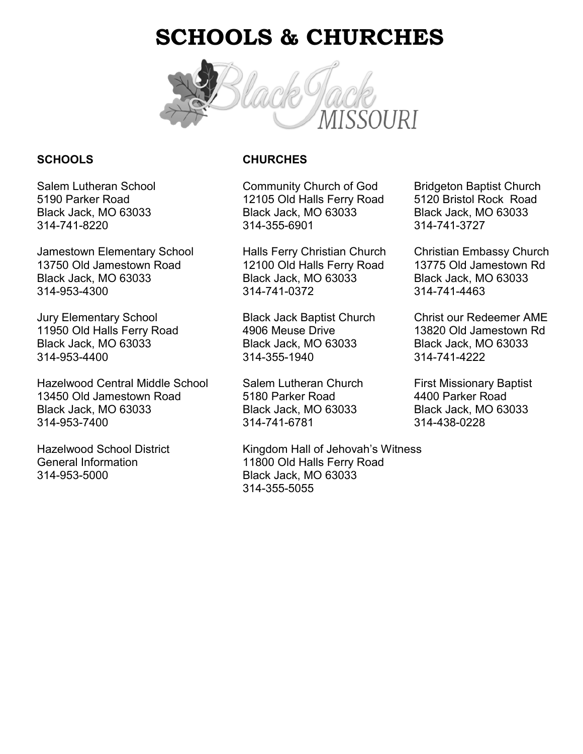# SCHOOLS & CHURCHES

Black Jack MISSOURI

## SCHOOLS

Salem Lutheran School
5190 Parker Road
Black Jack, MO 63033
314-741-8220

Jamestown Elementary School
13750 Old Jamestown Road
Black Jack, MO 63033
314-953-4300

Jury Elementary School
11950 Old Halls Ferry Road
Black Jack, MO 63033
314-953-4400

Hazelwood Central Middle School
13450 Old Jamestown Road
Black Jack, MO 63033
314-953-7400

Hazelwood School District
General Information
314-953-5000

## CHURCHES

Community Church of God
12105 Old Halls Ferry Road
Black Jack, MO 63033
314-355-6901

Halls Ferry Christian Church
12100 Old Halls Ferry Road
Black Jack, MO 63033
314-741-0372

Black Jack Baptist Church
4906 Meuse Drive
Black Jack, MO 63033
314-355-1940

Salem Lutheran Church
5180 Parker Road
Black Jack, MO 63033
314-741-6781

Kingdom Hall of Jehovah's Witness
11800 Old Halls Ferry Road
Black Jack, MO 63033
314-355-5055

Bridgeton Baptist Church
5120 Bristol Rock Road
Black Jack, MO 63033
314-741-3727

Christian Embassy Church
13775 Old Jamestown Rd
Black Jack, MO 63033
314-741-4463

Christ our Redeemer AME
13820 Old Jamestown Rd
Black Jack, MO 63033
314-741-4222

First Missionary Baptist
4400 Parker Road
Black Jack, MO 63033
314-438-0228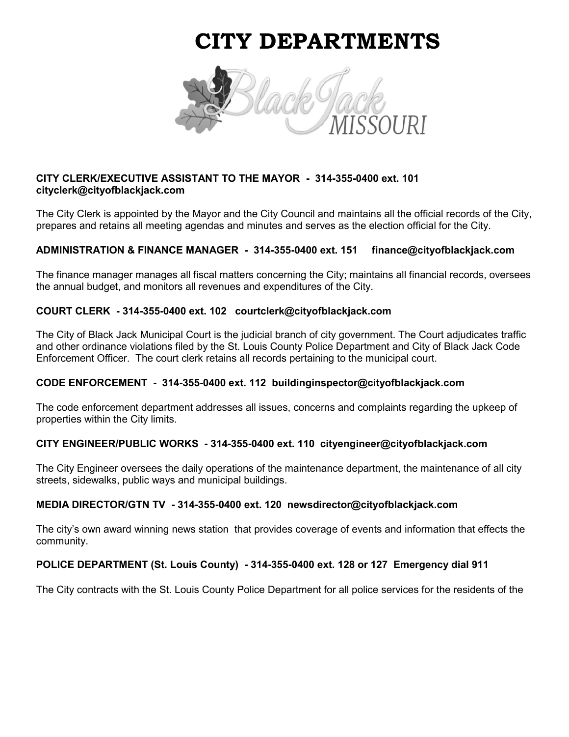# CITY DEPARTMENTS

**CITY CLERK/EXECUTIVE ASSISTANT TO THE MAYOR - 314-355-0400 ext. 101**
**cityclerk@cityofblackjack.com**

The City Clerk is appointed by the Mayor and the City Council and maintains all the official records of the City, prepares and retains all meeting agendas and minutes and serves as the election official for the City.

**ADMINISTRATION & FINANCE MANAGER - 314-355-0400 ext. 151 finance@cityofblackjack.com**

The finance manager manages all fiscal matters concerning the City; maintains all financial records, oversees the annual budget, and monitors all revenues and expenditures of the City.

**COURT CLERK - 314-355-0400 ext. 102 courtclerk@cityofblackjack.com**

The City of Black Jack Municipal Court is the judicial branch of city government. The Court adjudicates traffic and other ordinance violations filed by the St. Louis County Police Department and City of Black Jack Code Enforcement Officer. The court clerk retains all records pertaining to the municipal court.

**CODE ENFORCEMENT - 314-355-0400 ext. 112 buildinginspector@cityofblackjack.com**

The code enforcement department addresses all issues, concerns and complaints regarding the upkeep of properties within the City limits.

**CITY ENGINEER/PUBLIC WORKS - 314-355-0400 ext. 110 cityengineer@cityofblackjack.com**

The City Engineer oversees the daily operations of the maintenance department, the maintenance of all city streets, sidewalks, public ways and municipal buildings.

**MEDIA DIRECTOR/GTN TV - 314-355-0400 ext. 120 newsdirector@cityofblackjack.com**

The city's own award winning news station that provides coverage of events and information that effects the community.

**POLICE DEPARTMENT (St. Louis County) - 314-355-0400 ext. 128 or 127 Emergency dial 911**

The City contracts with the St. Louis County Police Department for all police services for the residents of the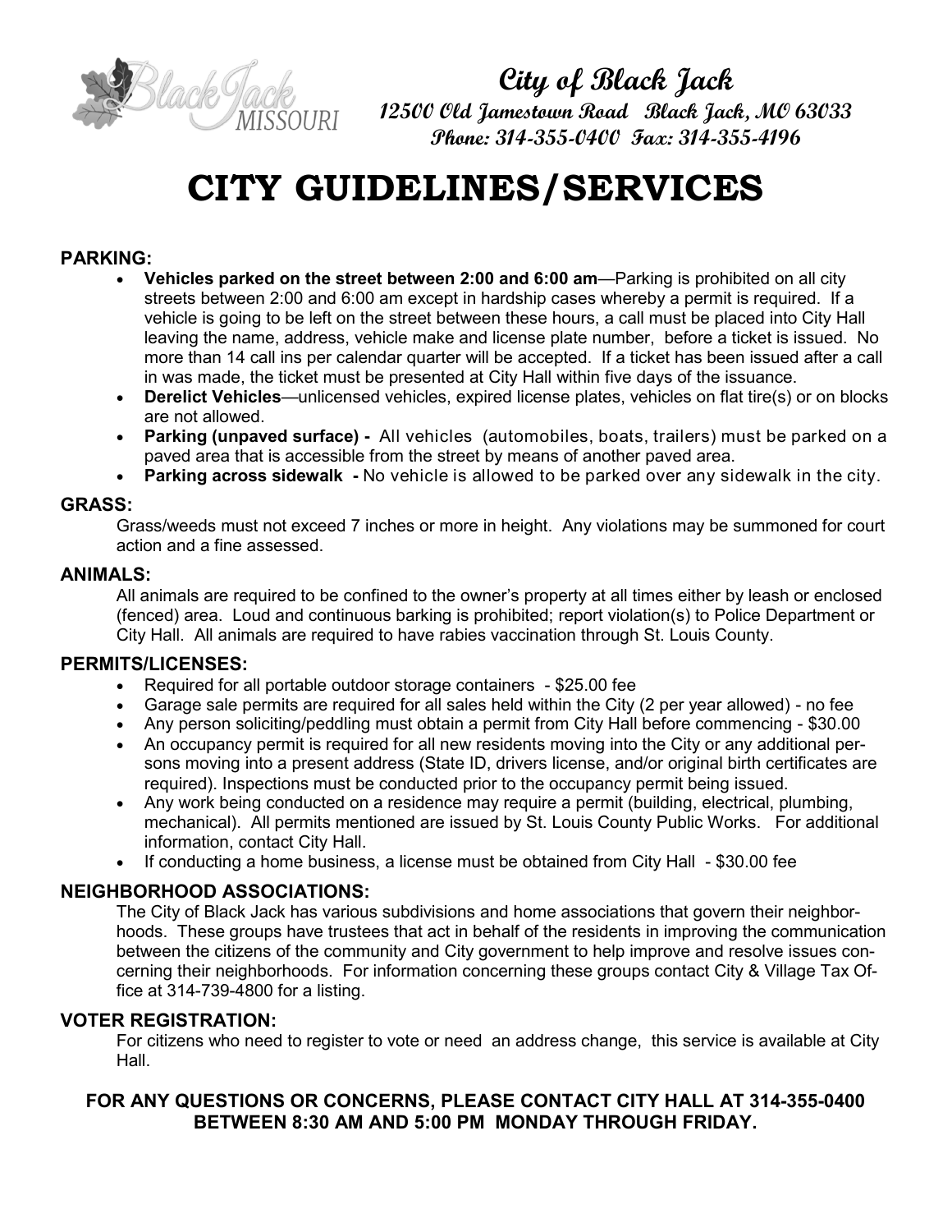**City of Black Jack**
**12500 Old Jamestown Road Black Jack, MO 63033**
**Phone: 314-355-0400 Fax: 314-355-4196**

# CITY GUIDELINES/SERVICES

## PARKING:

- **Vehicles parked on the street between 2:00 and 6:00 am**—Parking is prohibited on all city streets between 2:00 and 6:00 am except in hardship cases whereby a permit is required. If a vehicle is going to be left on the street between these hours, a call must be placed into City Hall leaving the name, address, vehicle make and license plate number, before a ticket is issued. No more than 14 call ins per calendar quarter will be accepted. If a ticket has been issued after a call in was made, the ticket must be presented at City Hall within five days of the issuance.
- **Derelict Vehicles**—unlicensed vehicles, expired license plates, vehicles on flat tire(s) or on blocks are not allowed.
- **Parking (unpaved surface) -** All vehicles (automobiles, boats, trailers) must be parked on a paved area that is accessible from the street by means of another paved area.
- **Parking across sidewalk -** No vehicle is allowed to be parked over any sidewalk in the city.

## GRASS:

Grass/weeds must not exceed 7 inches or more in height. Any violations may be summoned for court action and a fine assessed.

## ANIMALS:

All animals are required to be confined to the owner's property at all times either by leash or enclosed (fenced) area. Loud and continuous barking is prohibited; report violation(s) to Police Department or City Hall. All animals are required to have rabies vaccination through St. Louis County.

## PERMITS/LICENSES:

- Required for all portable outdoor storage containers - $25.00 fee
- Garage sale permits are required for all sales held within the City (2 per year allowed) - no fee
- Any person soliciting/peddling must obtain a permit from City Hall before commencing - $30.00
- An occupancy permit is required for all new residents moving into the City or any additional persons moving into a present address (State ID, drivers license, and/or original birth certificates are required). Inspections must be conducted prior to the occupancy permit being issued.
- Any work being conducted on a residence may require a permit (building, electrical, plumbing, mechanical). All permits mentioned are issued by St. Louis County Public Works. For additional information, contact City Hall.
- If conducting a home business, a license must be obtained from City Hall - $30.00 fee

## NEIGHBORHOOD ASSOCIATIONS:

The City of Black Jack has various subdivisions and home associations that govern their neighborhoods. These groups have trustees that act in behalf of the residents in improving the communication between the citizens of the community and City government to help improve and resolve issues concerning their neighborhoods. For information concerning these groups contact City & Village Tax Office at 314-739-4800 for a listing.

## VOTER REGISTRATION:

For citizens who need to register to vote or need an address change, this service is available at City Hall.

**FOR ANY QUESTIONS OR CONCERNS, PLEASE CONTACT CITY HALL AT 314-355-0400 BETWEEN 8:30 AM AND 5:00 PM MONDAY THROUGH FRIDAY.**